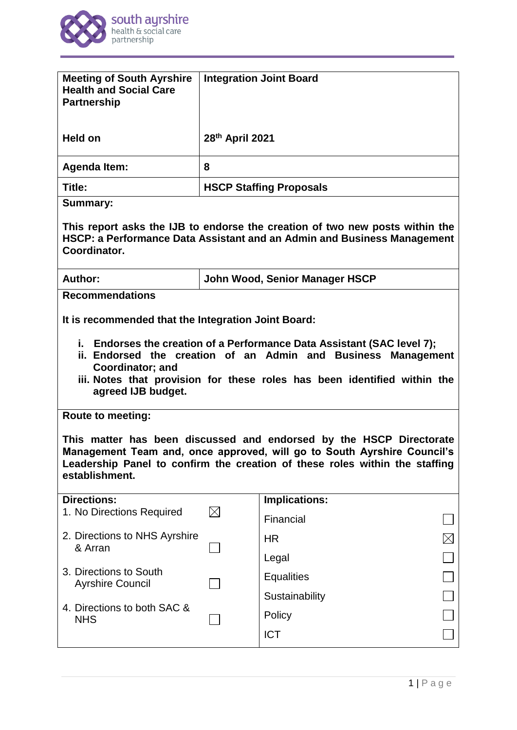| | |
|---|---|
| **Meeting of South Ayrshire Health and Social Care Partnership** | **Integration Joint Board** |
| **Held on** | **28th April 2021** |
| **Agenda Item:** | **8** |
| **Title:** | **HSCP Staffing Proposals** |

**Summary:**

**This report asks the IJB to endorse the creation of two new posts within the HSCP: a Performance Data Assistant and an Admin and Business Management Coordinator.**

| | |
|---|---|
| **Author:** | **John Wood, Senior Manager HSCP** |

**Recommendations**

**It is recommended that the Integration Joint Board:**

i. **Endorses the creation of a Performance Data Assistant (SAC level 7);**
ii. **Endorsed the creation of an Admin and Business Management Coordinator; and**
iii. **Notes that provision for these roles has been identified within the agreed IJB budget.**

**Route to meeting:**

**This matter has been discussed and endorsed by the HSCP Directorate Management Team and, once approved, will go to South Ayrshire Council's Leadership Panel to confirm the creation of these roles within the staffing establishment.**

| **Directions:** | | **Implications:** | |
|---|---|---|---|
| 1. No Directions Required | ☒ | Financial | ☐ |
| 2. Directions to NHS Ayrshire & Arran | ☐ | HR | ☒ |
| 3. Directions to South Ayrshire Council | ☐ | Legal | ☐ |
| 4. Directions to both SAC & NHS | ☐ | Equalities | ☐ |
| | | Sustainability | ☐ |
| | | Policy | ☐ |
| | | ICT | ☐ |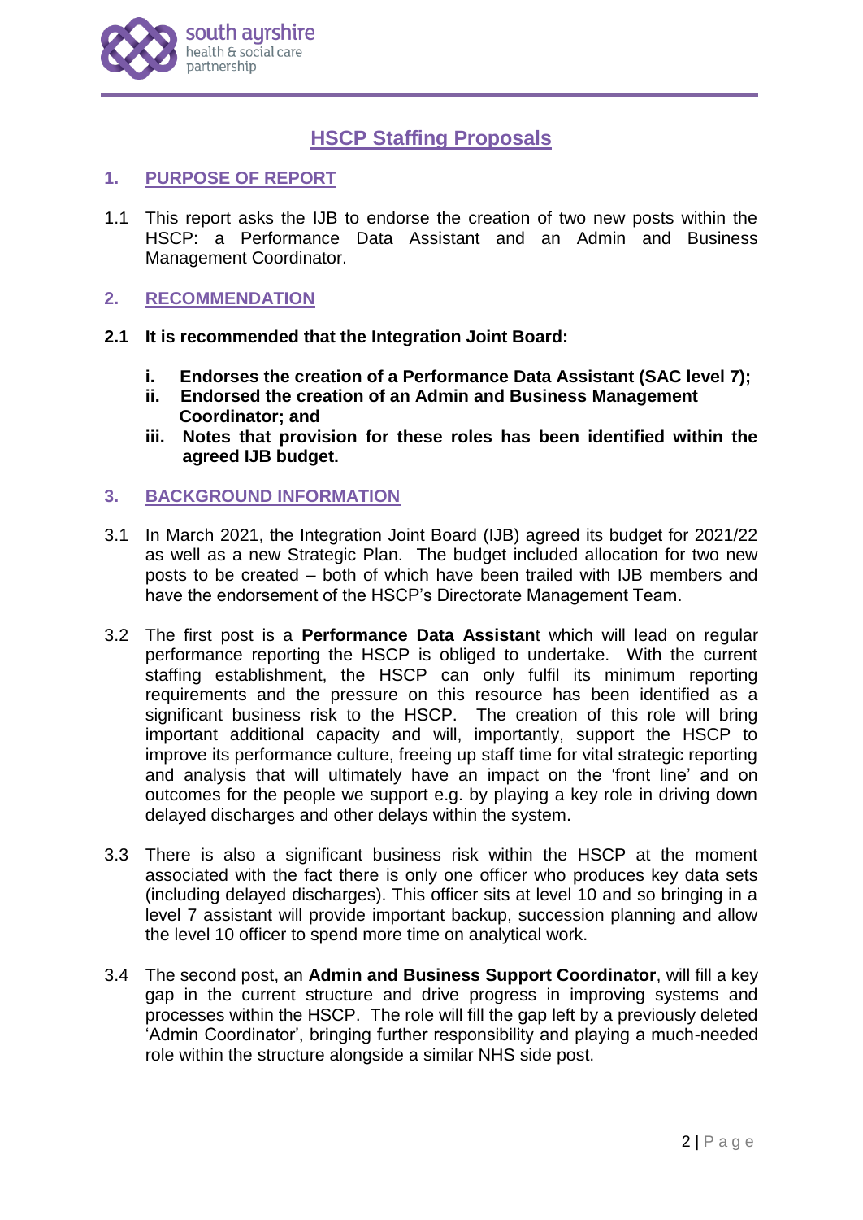# HSCP Staffing Proposals

## 1. PURPOSE OF REPORT

1.1 This report asks the IJB to endorse the creation of two new posts within the HSCP: a Performance Data Assistant and an Admin and Business Management Coordinator.

## 2. RECOMMENDATION

**2.1 It is recommended that the Integration Joint Board:**

**i. Endorses the creation of a Performance Data Assistant (SAC level 7);**
**ii. Endorsed the creation of an Admin and Business Management Coordinator; and**
**iii. Notes that provision for these roles has been identified within the agreed IJB budget.**

## 3. BACKGROUND INFORMATION

3.1 In March 2021, the Integration Joint Board (IJB) agreed its budget for 2021/22 as well as a new Strategic Plan. The budget included allocation for two new posts to be created – both of which have been trailed with IJB members and have the endorsement of the HSCP's Directorate Management Team.

3.2 The first post is a **Performance Data Assistan**t which will lead on regular performance reporting the HSCP is obliged to undertake. With the current staffing establishment, the HSCP can only fulfil its minimum reporting requirements and the pressure on this resource has been identified as a significant business risk to the HSCP. The creation of this role will bring important additional capacity and will, importantly, support the HSCP to improve its performance culture, freeing up staff time for vital strategic reporting and analysis that will ultimately have an impact on the 'front line' and on outcomes for the people we support e.g. by playing a key role in driving down delayed discharges and other delays within the system.

3.3 There is also a significant business risk within the HSCP at the moment associated with the fact there is only one officer who produces key data sets (including delayed discharges). This officer sits at level 10 and so bringing in a level 7 assistant will provide important backup, succession planning and allow the level 10 officer to spend more time on analytical work.

3.4 The second post, an **Admin and Business Support Coordinator**, will fill a key gap in the current structure and drive progress in improving systems and processes within the HSCP. The role will fill the gap left by a previously deleted 'Admin Coordinator', bringing further responsibility and playing a much-needed role within the structure alongside a similar NHS side post.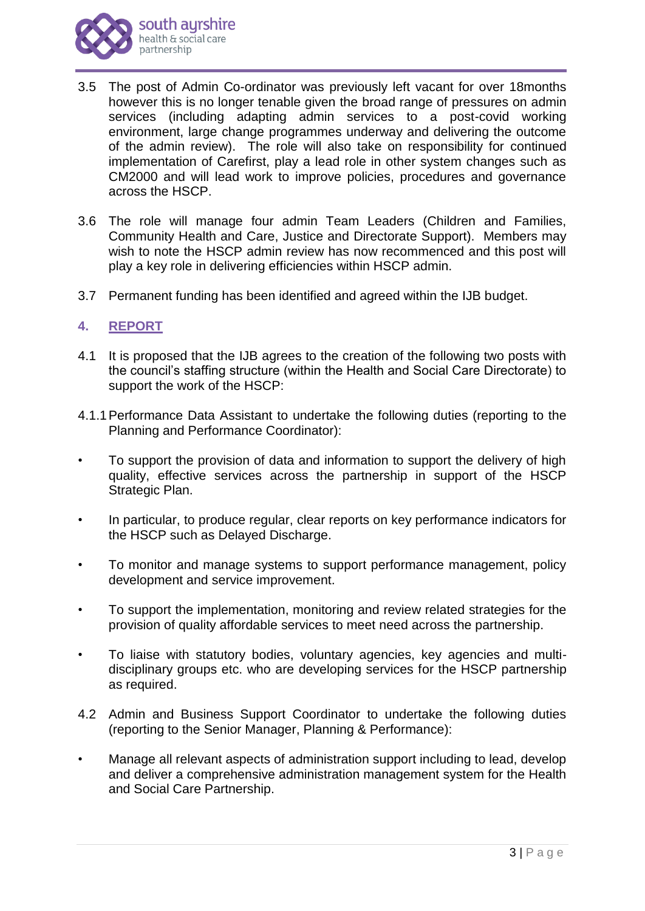3.5 The post of Admin Co-ordinator was previously left vacant for over 18months however this is no longer tenable given the broad range of pressures on admin services (including adapting admin services to a post-covid working environment, large change programmes underway and delivering the outcome of the admin review). The role will also take on responsibility for continued implementation of Carefirst, play a lead role in other system changes such as CM2000 and will lead work to improve policies, procedures and governance across the HSCP.

3.6 The role will manage four admin Team Leaders (Children and Families, Community Health and Care, Justice and Directorate Support). Members may wish to note the HSCP admin review has now recommenced and this post will play a key role in delivering efficiencies within HSCP admin.

3.7 Permanent funding has been identified and agreed within the IJB budget.

## 4. REPORT

4.1 It is proposed that the IJB agrees to the creation of the following two posts with the council's staffing structure (within the Health and Social Care Directorate) to support the work of the HSCP:

4.1.1 Performance Data Assistant to undertake the following duties (reporting to the Planning and Performance Coordinator):

- To support the provision of data and information to support the delivery of high quality, effective services across the partnership in support of the HSCP Strategic Plan.
- In particular, to produce regular, clear reports on key performance indicators for the HSCP such as Delayed Discharge.
- To monitor and manage systems to support performance management, policy development and service improvement.
- To support the implementation, monitoring and review related strategies for the provision of quality affordable services to meet need across the partnership.
- To liaise with statutory bodies, voluntary agencies, key agencies and multi-disciplinary groups etc. who are developing services for the HSCP partnership as required.

4.2 Admin and Business Support Coordinator to undertake the following duties (reporting to the Senior Manager, Planning & Performance):

- Manage all relevant aspects of administration support including to lead, develop and deliver a comprehensive administration management system for the Health and Social Care Partnership.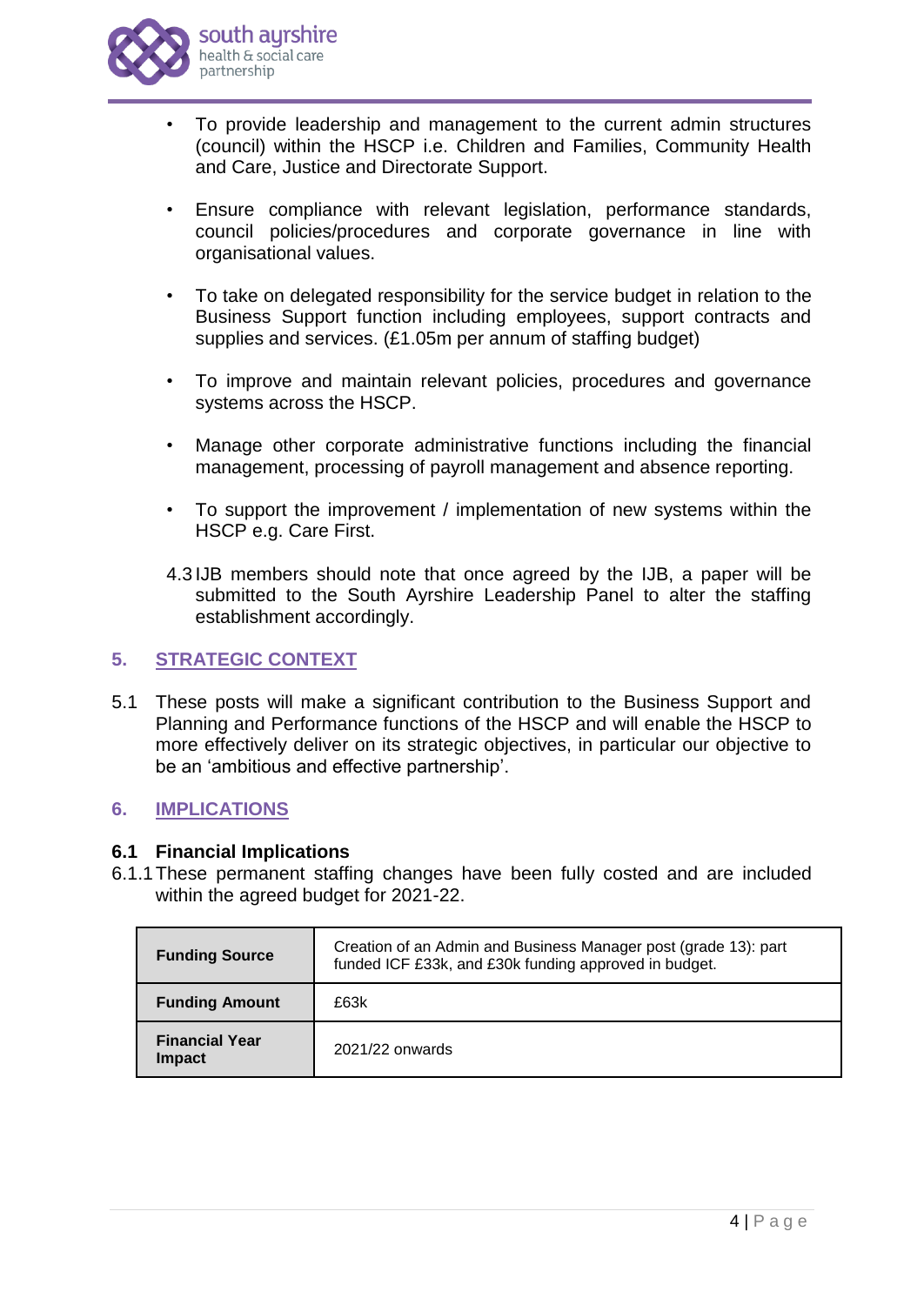- To provide leadership and management to the current admin structures (council) within the HSCP i.e. Children and Families, Community Health and Care, Justice and Directorate Support.

- Ensure compliance with relevant legislation, performance standards, council policies/procedures and corporate governance in line with organisational values.

- To take on delegated responsibility for the service budget in relation to the Business Support function including employees, support contracts and supplies and services. (£1.05m per annum of staffing budget)

- To improve and maintain relevant policies, procedures and governance systems across the HSCP.

- Manage other corporate administrative functions including the financial management, processing of payroll management and absence reporting.

- To support the improvement / implementation of new systems within the HSCP e.g. Care First.

4.3 IJB members should note that once agreed by the IJB, a paper will be submitted to the South Ayrshire Leadership Panel to alter the staffing establishment accordingly.

## 5. STRATEGIC CONTEXT

5.1 These posts will make a significant contribution to the Business Support and Planning and Performance functions of the HSCP and will enable the HSCP to more effectively deliver on its strategic objectives, in particular our objective to be an 'ambitious and effective partnership'.

## 6. IMPLICATIONS

### 6.1 Financial Implications

6.1.1 These permanent staffing changes have been fully costed and are included within the agreed budget for 2021-22.

| | |
|---|---|
| **Funding Source** | Creation of an Admin and Business Manager post (grade 13): part funded ICF £33k, and £30k funding approved in budget. |
| **Funding Amount** | £63k |
| **Financial Year Impact** | 2021/22 onwards |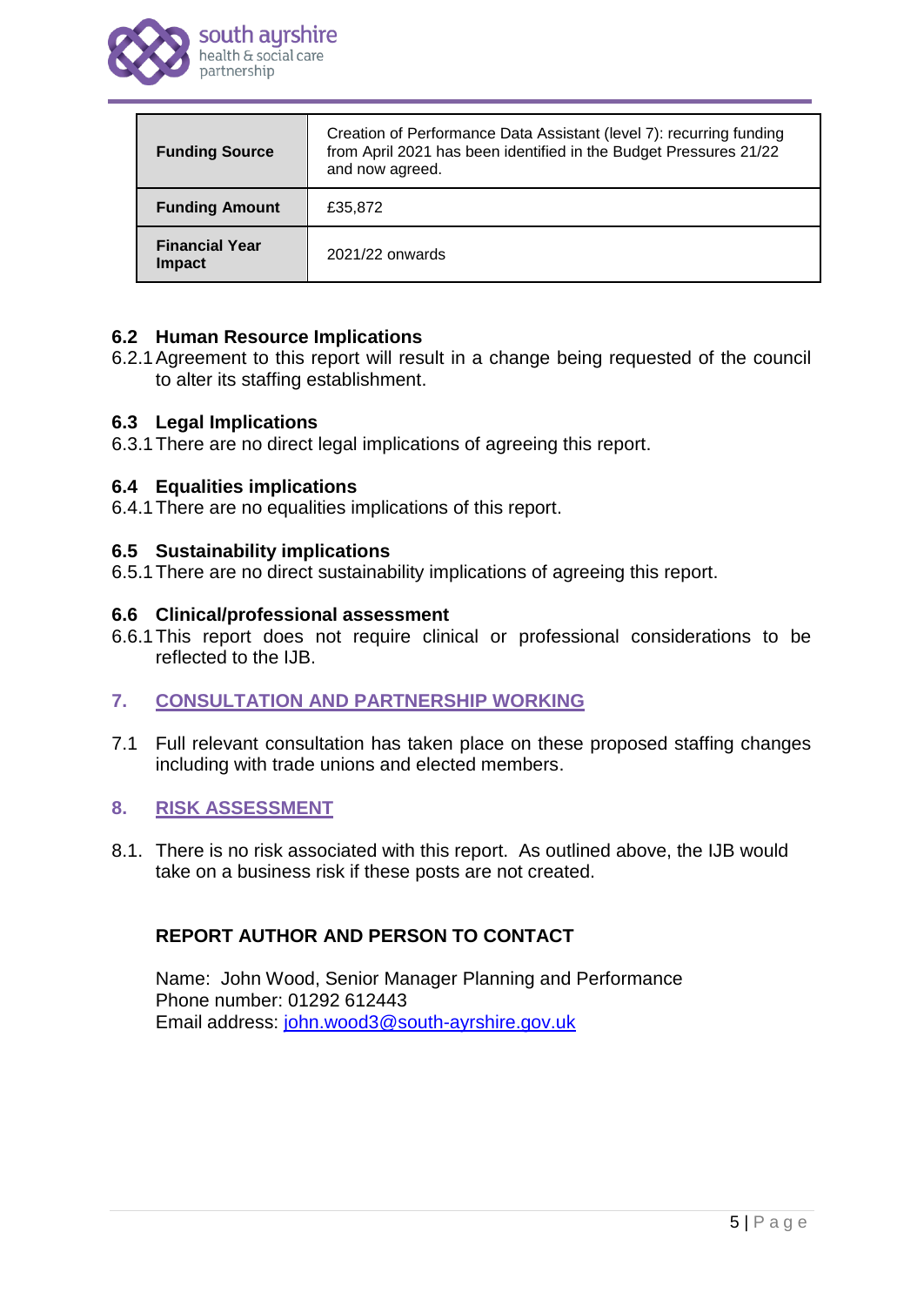| | |
|---|---|
| **Funding Source** | Creation of Performance Data Assistant (level 7): recurring funding from April 2021 has been identified in the Budget Pressures 21/22 and now agreed. |
| **Funding Amount** | £35,872 |
| **Financial Year Impact** | 2021/22 onwards |

### 6.2 Human Resource Implications

6.2.1 Agreement to this report will result in a change being requested of the council to alter its staffing establishment.

### 6.3 Legal Implications

6.3.1 There are no direct legal implications of agreeing this report.

### 6.4 Equalities implications

6.4.1 There are no equalities implications of this report.

### 6.5 Sustainability implications

6.5.1 There are no direct sustainability implications of agreeing this report.

### 6.6 Clinical/professional assessment

6.6.1 This report does not require clinical or professional considerations to be reflected to the IJB.

## 7. CONSULTATION AND PARTNERSHIP WORKING

7.1 Full relevant consultation has taken place on these proposed staffing changes including with trade unions and elected members.

## 8. RISK ASSESSMENT

8.1. There is no risk associated with this report. As outlined above, the IJB would take on a business risk if these posts are not created.

**REPORT AUTHOR AND PERSON TO CONTACT**

Name: John Wood, Senior Manager Planning and Performance
Phone number: 01292 612443
Email address: john.wood3@south-ayrshire.gov.uk